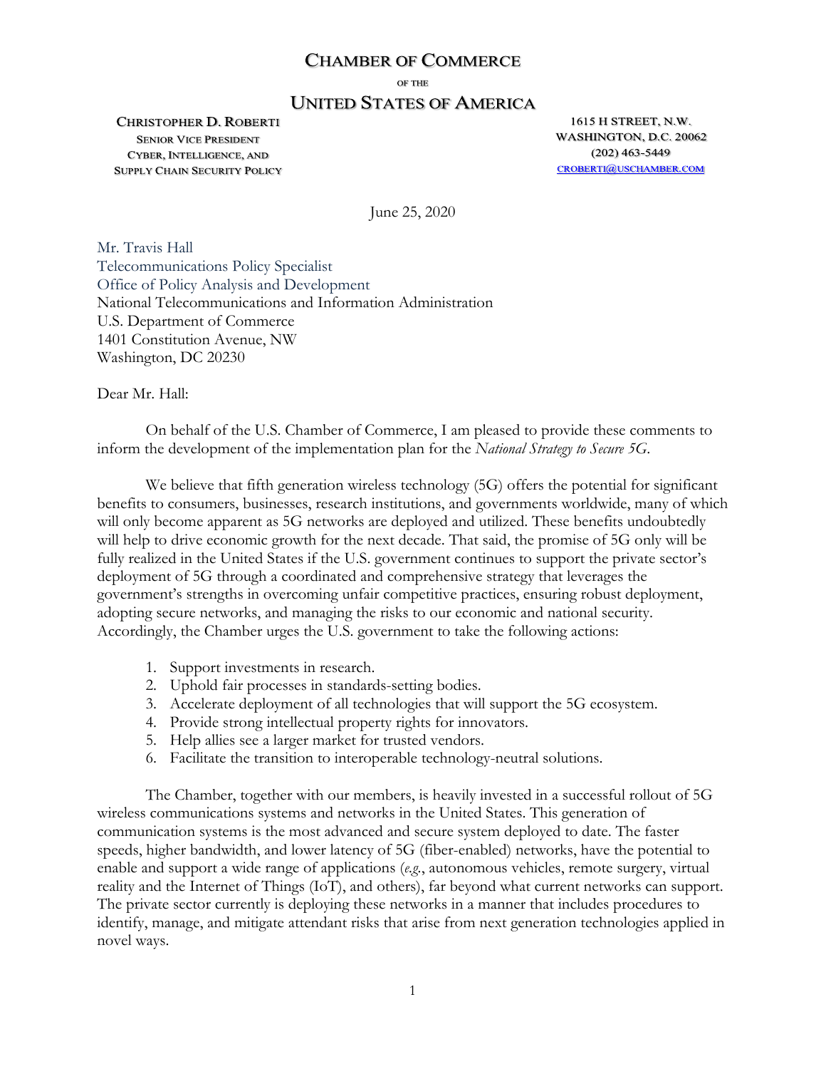# CHAMBER OF COMMERCE

OF THE

# UNITED STATES OF AMERICA

**CHRISTOPHER D. ROBERTI**
SENIOR VICE PRESIDENT
CYBER, INTELLIGENCE, AND
SUPPLY CHAIN SECURITY POLICY

**1615 H STREET, N.W.**
**WASHINGTON, D.C. 20062**
**(202) 463-5449**
CROBERTI@USCHAMBER.COM

June 25, 2020

Mr. Travis Hall
Telecommunications Policy Specialist
Office of Policy Analysis and Development
National Telecommunications and Information Administration
U.S. Department of Commerce
1401 Constitution Avenue, NW
Washington, DC 20230

Dear Mr. Hall:

On behalf of the U.S. Chamber of Commerce, I am pleased to provide these comments to inform the development of the implementation plan for the *National Strategy to Secure 5G*.

We believe that fifth generation wireless technology (5G) offers the potential for significant benefits to consumers, businesses, research institutions, and governments worldwide, many of which will only become apparent as 5G networks are deployed and utilized. These benefits undoubtedly will help to drive economic growth for the next decade. That said, the promise of 5G only will be fully realized in the United States if the U.S. government continues to support the private sector's deployment of 5G through a coordinated and comprehensive strategy that leverages the government's strengths in overcoming unfair competitive practices, ensuring robust deployment, adopting secure networks, and managing the risks to our economic and national security. Accordingly, the Chamber urges the U.S. government to take the following actions:

1. Support investments in research.
2. Uphold fair processes in standards-setting bodies.
3. Accelerate deployment of all technologies that will support the 5G ecosystem.
4. Provide strong intellectual property rights for innovators.
5. Help allies see a larger market for trusted vendors.
6. Facilitate the transition to interoperable technology-neutral solutions.

The Chamber, together with our members, is heavily invested in a successful rollout of 5G wireless communications systems and networks in the United States. This generation of communication systems is the most advanced and secure system deployed to date. The faster speeds, higher bandwidth, and lower latency of 5G (fiber-enabled) networks, have the potential to enable and support a wide range of applications (*e.g.*, autonomous vehicles, remote surgery, virtual reality and the Internet of Things (IoT), and others), far beyond what current networks can support. The private sector currently is deploying these networks in a manner that includes procedures to identify, manage, and mitigate attendant risks that arise from next generation technologies applied in novel ways.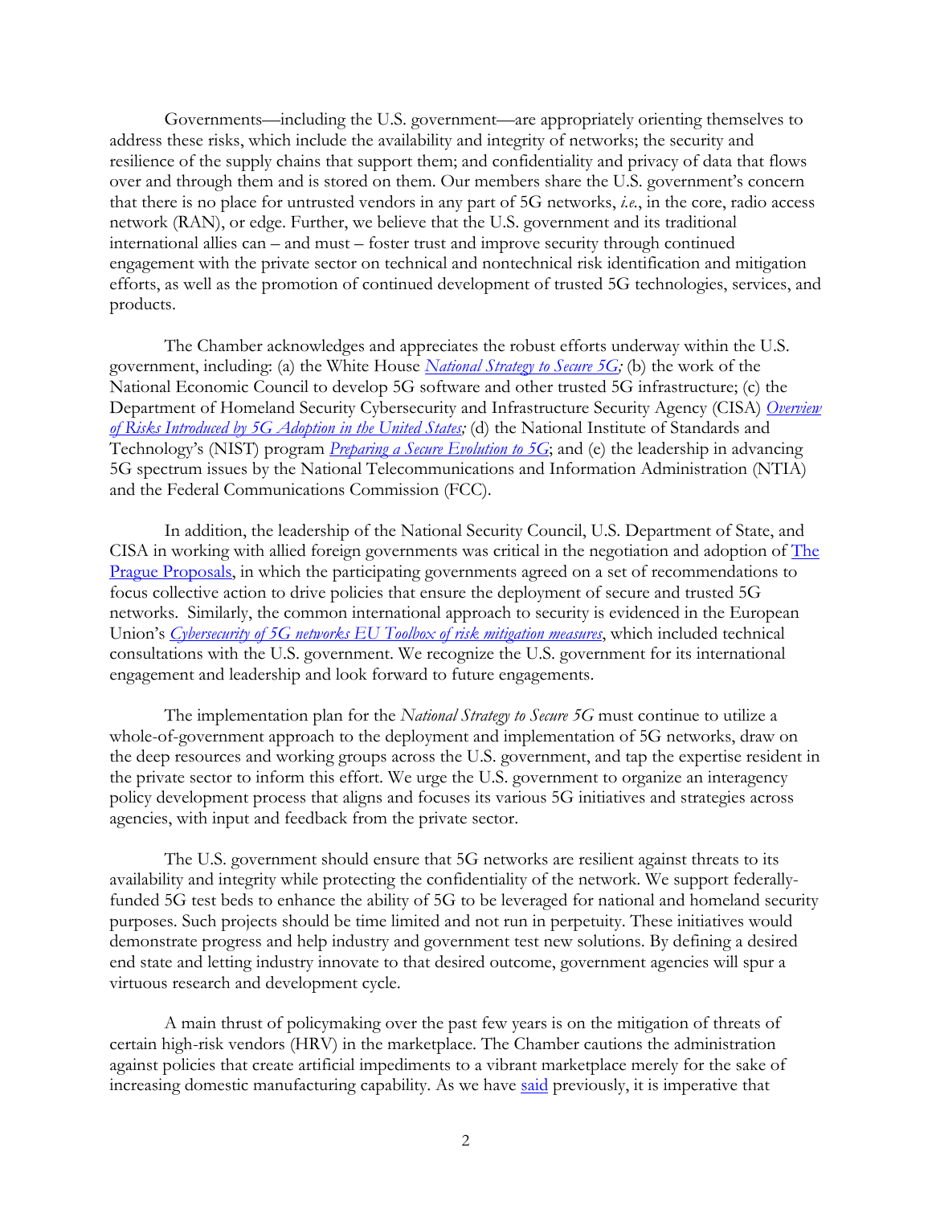Governments—including the U.S. government—are appropriately orienting themselves to address these risks, which include the availability and integrity of networks; the security and resilience of the supply chains that support them; and confidentiality and privacy of data that flows over and through them and is stored on them. Our members share the U.S. government's concern that there is no place for untrusted vendors in any part of 5G networks, *i.e.*, in the core, radio access network (RAN), or edge. Further, we believe that the U.S. government and its traditional international allies can – and must – foster trust and improve security through continued engagement with the private sector on technical and nontechnical risk identification and mitigation efforts, as well as the promotion of continued development of trusted 5G technologies, services, and products.

The Chamber acknowledges and appreciates the robust efforts underway within the U.S. government, including: (a) the White House *National Strategy to Secure 5G;* (b) the work of the National Economic Council to develop 5G software and other trusted 5G infrastructure; (c) the Department of Homeland Security Cybersecurity and Infrastructure Security Agency (CISA) *Overview of Risks Introduced by 5G Adoption in the United States;* (d) the National Institute of Standards and Technology's (NIST) program *Preparing a Secure Evolution to 5G*; and (e) the leadership in advancing 5G spectrum issues by the National Telecommunications and Information Administration (NTIA) and the Federal Communications Commission (FCC).

In addition, the leadership of the National Security Council, U.S. Department of State, and CISA in working with allied foreign governments was critical in the negotiation and adoption of The Prague Proposals, in which the participating governments agreed on a set of recommendations to focus collective action to drive policies that ensure the deployment of secure and trusted 5G networks. Similarly, the common international approach to security is evidenced in the European Union's *Cybersecurity of 5G networks EU Toolbox of risk mitigation measures*, which included technical consultations with the U.S. government. We recognize the U.S. government for its international engagement and leadership and look forward to future engagements.

The implementation plan for the *National Strategy to Secure 5G* must continue to utilize a whole-of-government approach to the deployment and implementation of 5G networks, draw on the deep resources and working groups across the U.S. government, and tap the expertise resident in the private sector to inform this effort. We urge the U.S. government to organize an interagency policy development process that aligns and focuses its various 5G initiatives and strategies across agencies, with input and feedback from the private sector.

The U.S. government should ensure that 5G networks are resilient against threats to its availability and integrity while protecting the confidentiality of the network. We support federally-funded 5G test beds to enhance the ability of 5G to be leveraged for national and homeland security purposes. Such projects should be time limited and not run in perpetuity. These initiatives would demonstrate progress and help industry and government test new solutions. By defining a desired end state and letting industry innovate to that desired outcome, government agencies will spur a virtuous research and development cycle.

A main thrust of policymaking over the past few years is on the mitigation of threats of certain high-risk vendors (HRV) in the marketplace. The Chamber cautions the administration against policies that create artificial impediments to a vibrant marketplace merely for the sake of increasing domestic manufacturing capability. As we have said previously, it is imperative that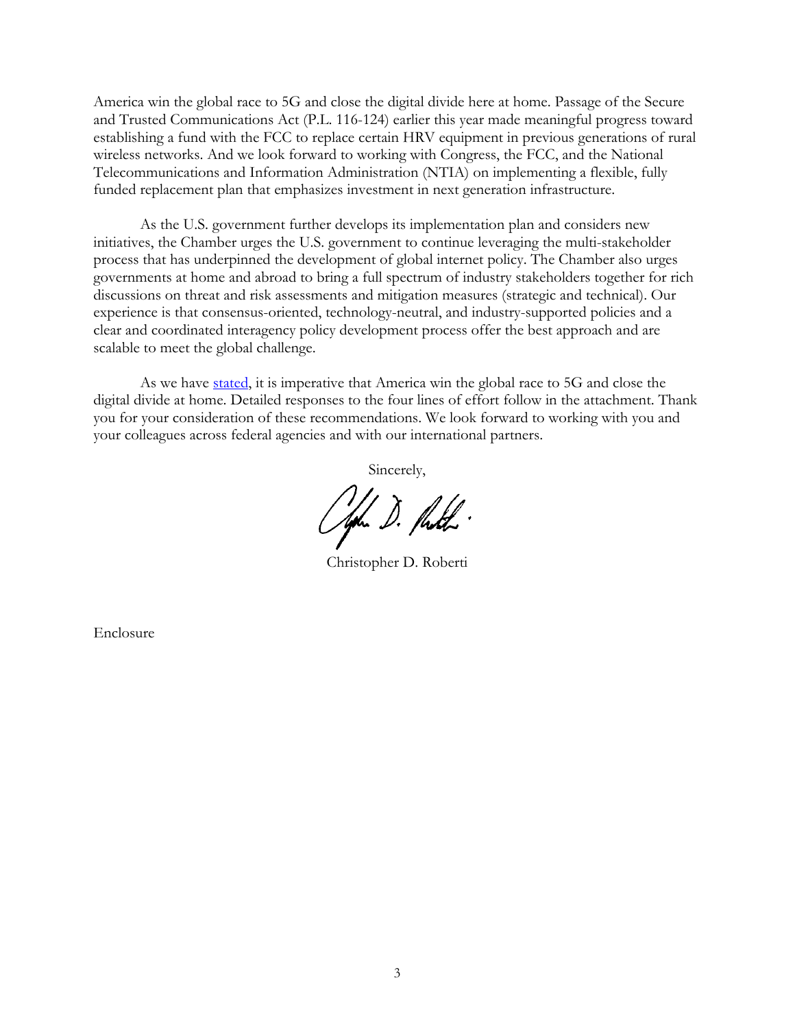America win the global race to 5G and close the digital divide here at home. Passage of the Secure and Trusted Communications Act (P.L. 116-124) earlier this year made meaningful progress toward establishing a fund with the FCC to replace certain HRV equipment in previous generations of rural wireless networks. And we look forward to working with Congress, the FCC, and the National Telecommunications and Information Administration (NTIA) on implementing a flexible, fully funded replacement plan that emphasizes investment in next generation infrastructure.

As the U.S. government further develops its implementation plan and considers new initiatives, the Chamber urges the U.S. government to continue leveraging the multi-stakeholder process that has underpinned the development of global internet policy. The Chamber also urges governments at home and abroad to bring a full spectrum of industry stakeholders together for rich discussions on threat and risk assessments and mitigation measures (strategic and technical). Our experience is that consensus-oriented, technology-neutral, and industry-supported policies and a clear and coordinated interagency policy development process offer the best approach and are scalable to meet the global challenge.

As we have stated, it is imperative that America win the global race to 5G and close the digital divide at home. Detailed responses to the four lines of effort follow in the attachment. Thank you for your consideration of these recommendations. We look forward to working with you and your colleagues across federal agencies and with our international partners.

Sincerely,

Christopher D. Roberti

Enclosure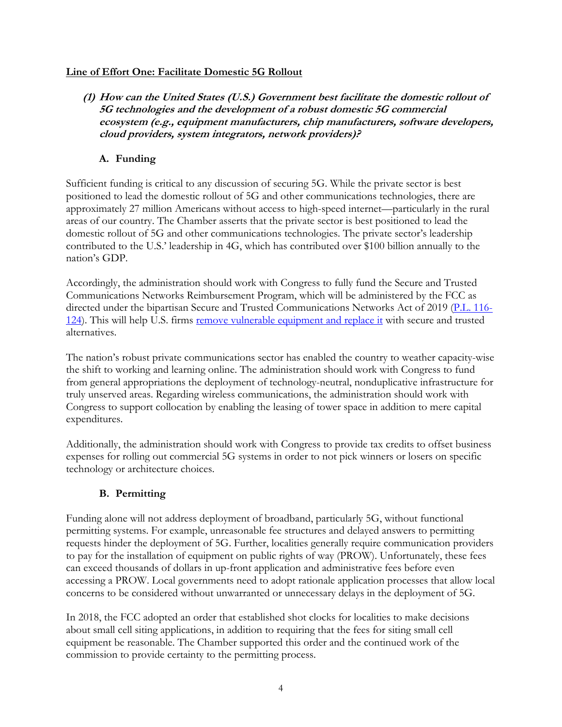## Line of Effort One: Facilitate Domestic 5G Rollout

**(1) *How can the United States (U.S.) Government best facilitate the domestic rollout of 5G technologies and the development of a robust domestic 5G commercial ecosystem (e.g., equipment manufacturers, chip manufacturers, software developers, cloud providers, system integrators, network providers)?***

### A. Funding

Sufficient funding is critical to any discussion of securing 5G. While the private sector is best positioned to lead the domestic rollout of 5G and other communications technologies, there are approximately 27 million Americans without access to high-speed internet—particularly in the rural areas of our country. The Chamber asserts that the private sector is best positioned to lead the domestic rollout of 5G and other communications technologies. The private sector's leadership contributed to the U.S.' leadership in 4G, which has contributed over $100 billion annually to the nation's GDP.

Accordingly, the administration should work with Congress to fully fund the Secure and Trusted Communications Networks Reimbursement Program, which will be administered by the FCC as directed under the bipartisan Secure and Trusted Communications Networks Act of 2019 (P.L. 116-124). This will help U.S. firms remove vulnerable equipment and replace it with secure and trusted alternatives.

The nation's robust private communications sector has enabled the country to weather capacity-wise the shift to working and learning online. The administration should work with Congress to fund from general appropriations the deployment of technology-neutral, nonduplicative infrastructure for truly unserved areas. Regarding wireless communications, the administration should work with Congress to support collocation by enabling the leasing of tower space in addition to mere capital expenditures.

Additionally, the administration should work with Congress to provide tax credits to offset business expenses for rolling out commercial 5G systems in order to not pick winners or losers on specific technology or architecture choices.

### B. Permitting

Funding alone will not address deployment of broadband, particularly 5G, without functional permitting systems. For example, unreasonable fee structures and delayed answers to permitting requests hinder the deployment of 5G. Further, localities generally require communication providers to pay for the installation of equipment on public rights of way (PROW). Unfortunately, these fees can exceed thousands of dollars in up-front application and administrative fees before even accessing a PROW. Local governments need to adopt rationale application processes that allow local concerns to be considered without unwarranted or unnecessary delays in the deployment of 5G.

In 2018, the FCC adopted an order that established shot clocks for localities to make decisions about small cell siting applications, in addition to requiring that the fees for siting small cell equipment be reasonable. The Chamber supported this order and the continued work of the commission to provide certainty to the permitting process.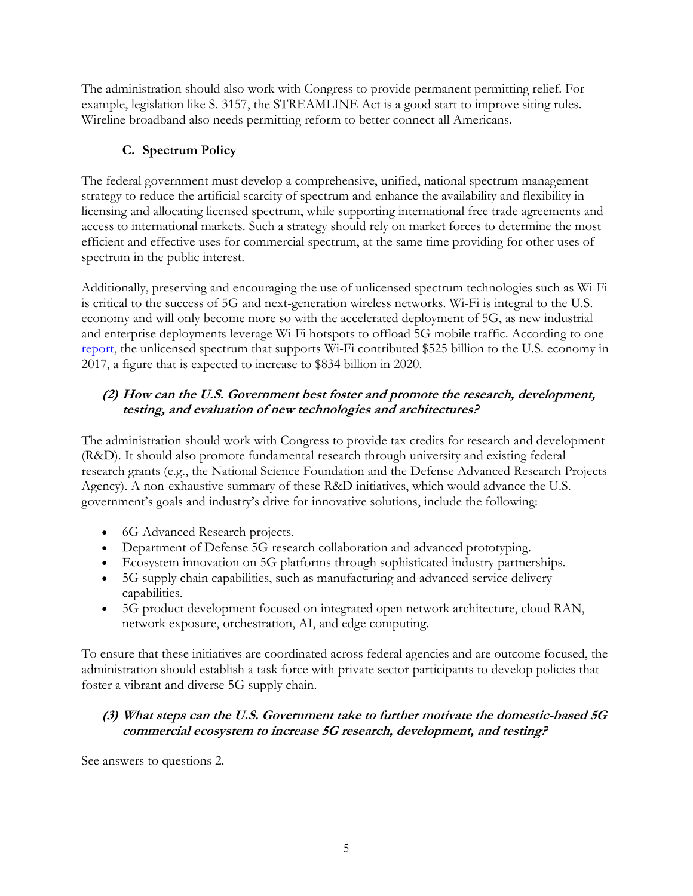The administration should also work with Congress to provide permanent permitting relief. For example, legislation like S. 3157, the STREAMLINE Act is a good start to improve siting rules. Wireline broadband also needs permitting reform to better connect all Americans.

### C. Spectrum Policy

The federal government must develop a comprehensive, unified, national spectrum management strategy to reduce the artificial scarcity of spectrum and enhance the availability and flexibility in licensing and allocating licensed spectrum, while supporting international free trade agreements and access to international markets. Such a strategy should rely on market forces to determine the most efficient and effective uses for commercial spectrum, at the same time providing for other uses of spectrum in the public interest.

Additionally, preserving and encouraging the use of unlicensed spectrum technologies such as Wi-Fi is critical to the success of 5G and next-generation wireless networks. Wi-Fi is integral to the U.S. economy and will only become more so with the accelerated deployment of 5G, as new industrial and enterprise deployments leverage Wi-Fi hotspots to offload 5G mobile traffic. According to one report, the unlicensed spectrum that supports Wi-Fi contributed $525 billion to the U.S. economy in 2017, a figure that is expected to increase to $834 billion in 2020.

#### ***(2) How can the U.S. Government best foster and promote the research, development, testing, and evaluation of new technologies and architectures?***

The administration should work with Congress to provide tax credits for research and development (R&D). It should also promote fundamental research through university and existing federal research grants (e.g., the National Science Foundation and the Defense Advanced Research Projects Agency). A non-exhaustive summary of these R&D initiatives, which would advance the U.S. government's goals and industry's drive for innovative solutions, include the following:

- 6G Advanced Research projects.
- Department of Defense 5G research collaboration and advanced prototyping.
- Ecosystem innovation on 5G platforms through sophisticated industry partnerships.
- 5G supply chain capabilities, such as manufacturing and advanced service delivery capabilities.
- 5G product development focused on integrated open network architecture, cloud RAN, network exposure, orchestration, AI, and edge computing.

To ensure that these initiatives are coordinated across federal agencies and are outcome focused, the administration should establish a task force with private sector participants to develop policies that foster a vibrant and diverse 5G supply chain.

#### ***(3) What steps can the U.S. Government take to further motivate the domestic-based 5G commercial ecosystem to increase 5G research, development, and testing?***

See answers to questions 2.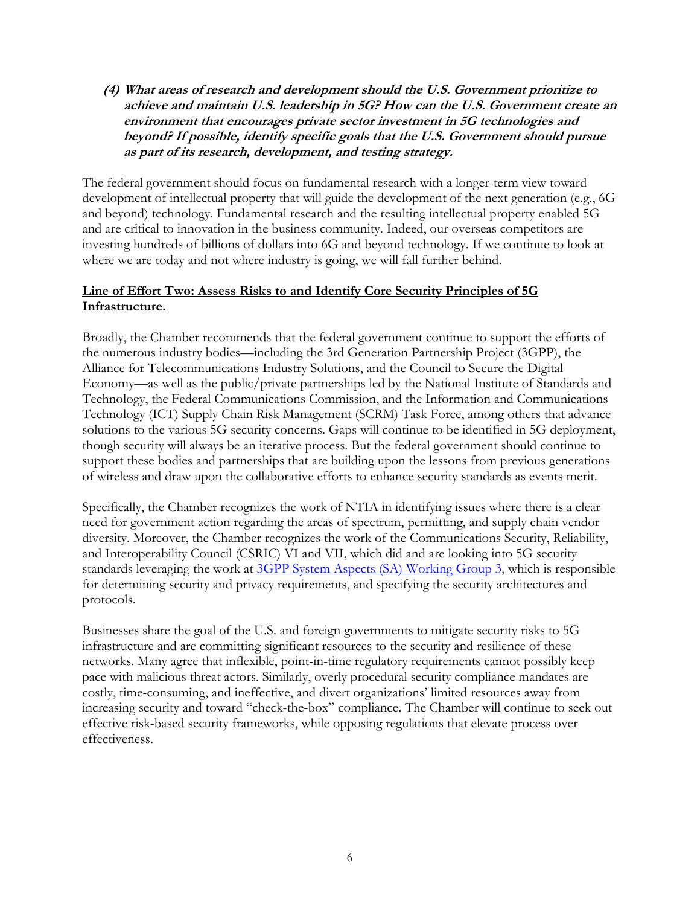**_(4) What areas of research and development should the U.S. Government prioritize to achieve and maintain U.S. leadership in 5G? How can the U.S. Government create an environment that encourages private sector investment in 5G technologies and beyond? If possible, identify specific goals that the U.S. Government should pursue as part of its research, development, and testing strategy._**

The federal government should focus on fundamental research with a longer-term view toward development of intellectual property that will guide the development of the next generation (e.g., 6G and beyond) technology. Fundamental research and the resulting intellectual property enabled 5G and are critical to innovation in the business community. Indeed, our overseas competitors are investing hundreds of billions of dollars into 6G and beyond technology. If we continue to look at where we are today and not where industry is going, we will fall further behind.

**<u>Line of Effort Two: Assess Risks to and Identify Core Security Principles of 5G Infrastructure.</u>**

Broadly, the Chamber recommends that the federal government continue to support the efforts of the numerous industry bodies—including the 3rd Generation Partnership Project (3GPP), the Alliance for Telecommunications Industry Solutions, and the Council to Secure the Digital Economy—as well as the public/private partnerships led by the National Institute of Standards and Technology, the Federal Communications Commission, and the Information and Communications Technology (ICT) Supply Chain Risk Management (SCRM) Task Force, among others that advance solutions to the various 5G security concerns. Gaps will continue to be identified in 5G deployment, though security will always be an iterative process. But the federal government should continue to support these bodies and partnerships that are building upon the lessons from previous generations of wireless and draw upon the collaborative efforts to enhance security standards as events merit.

Specifically, the Chamber recognizes the work of NTIA in identifying issues where there is a clear need for government action regarding the areas of spectrum, permitting, and supply chain vendor diversity. Moreover, the Chamber recognizes the work of the Communications Security, Reliability, and Interoperability Council (CSRIC) VI and VII, which did and are looking into 5G security standards leveraging the work at 3GPP System Aspects (SA) Working Group 3, which is responsible for determining security and privacy requirements, and specifying the security architectures and protocols.

Businesses share the goal of the U.S. and foreign governments to mitigate security risks to 5G infrastructure and are committing significant resources to the security and resilience of these networks. Many agree that inflexible, point-in-time regulatory requirements cannot possibly keep pace with malicious threat actors. Similarly, overly procedural security compliance mandates are costly, time-consuming, and ineffective, and divert organizations' limited resources away from increasing security and toward "check-the-box" compliance. The Chamber will continue to seek out effective risk-based security frameworks, while opposing regulations that elevate process over effectiveness.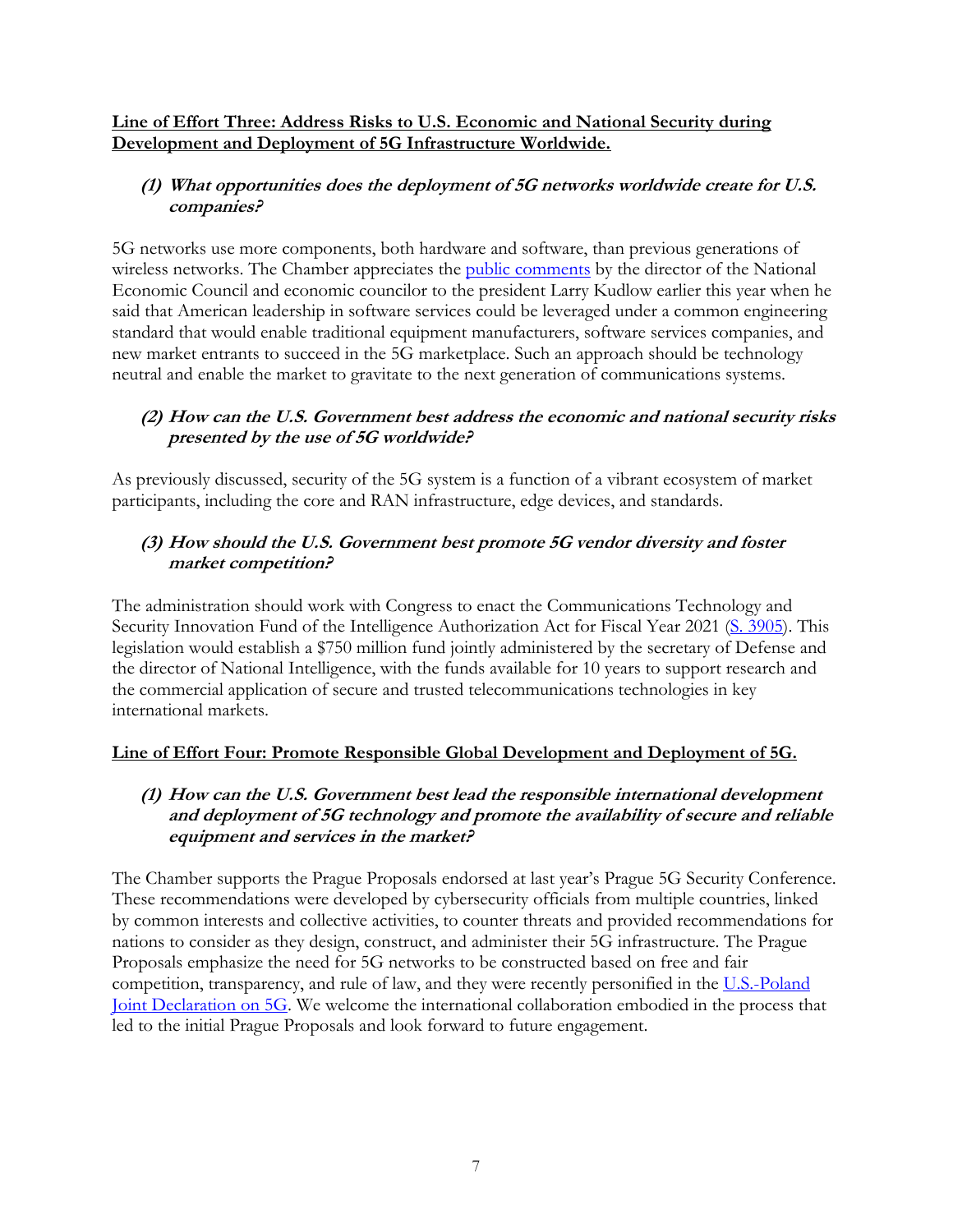**Line of Effort Three: Address Risks to U.S. Economic and National Security during Development and Deployment of 5G Infrastructure Worldwide.**

**(1) *What opportunities does the deployment of 5G networks worldwide create for U.S. companies?***

5G networks use more components, both hardware and software, than previous generations of wireless networks. The Chamber appreciates the public comments by the director of the National Economic Council and economic councilor to the president Larry Kudlow earlier this year when he said that American leadership in software services could be leveraged under a common engineering standard that would enable traditional equipment manufacturers, software services companies, and new market entrants to succeed in the 5G marketplace. Such an approach should be technology neutral and enable the market to gravitate to the next generation of communications systems.

**(2) *How can the U.S. Government best address the economic and national security risks presented by the use of 5G worldwide?***

As previously discussed, security of the 5G system is a function of a vibrant ecosystem of market participants, including the core and RAN infrastructure, edge devices, and standards.

**(3) *How should the U.S. Government best promote 5G vendor diversity and foster market competition?***

The administration should work with Congress to enact the Communications Technology and Security Innovation Fund of the Intelligence Authorization Act for Fiscal Year 2021 (S. 3905). This legislation would establish a $750 million fund jointly administered by the secretary of Defense and the director of National Intelligence, with the funds available for 10 years to support research and the commercial application of secure and trusted telecommunications technologies in key international markets.

**Line of Effort Four: Promote Responsible Global Development and Deployment of 5G.**

**(1) *How can the U.S. Government best lead the responsible international development and deployment of 5G technology and promote the availability of secure and reliable equipment and services in the market?***

The Chamber supports the Prague Proposals endorsed at last year's Prague 5G Security Conference. These recommendations were developed by cybersecurity officials from multiple countries, linked by common interests and collective activities, to counter threats and provided recommendations for nations to consider as they design, construct, and administer their 5G infrastructure. The Prague Proposals emphasize the need for 5G networks to be constructed based on free and fair competition, transparency, and rule of law, and they were recently personified in the U.S.-Poland Joint Declaration on 5G. We welcome the international collaboration embodied in the process that led to the initial Prague Proposals and look forward to future engagement.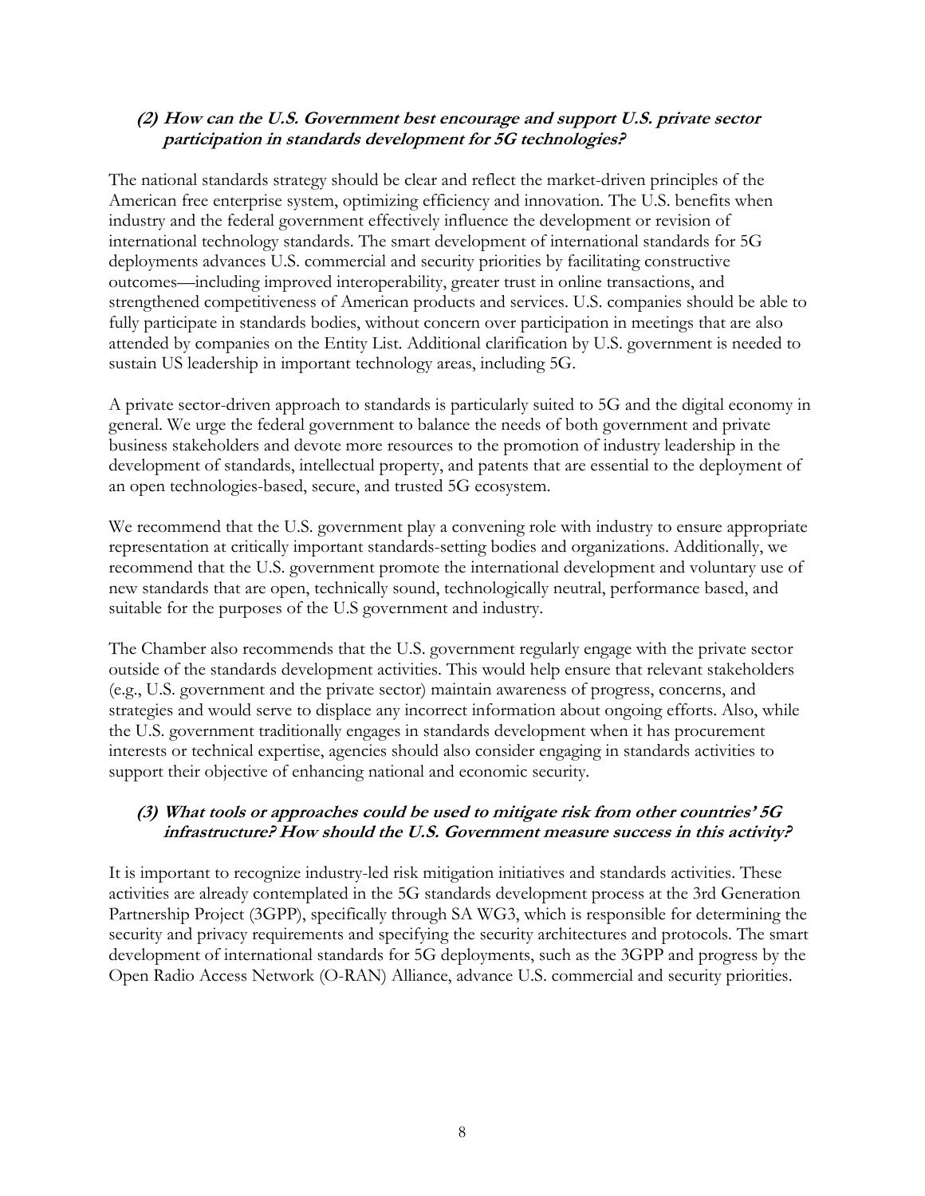### ***(2) How can the U.S. Government best encourage and support U.S. private sector participation in standards development for 5G technologies?***

The national standards strategy should be clear and reflect the market-driven principles of the American free enterprise system, optimizing efficiency and innovation. The U.S. benefits when industry and the federal government effectively influence the development or revision of international technology standards. The smart development of international standards for 5G deployments advances U.S. commercial and security priorities by facilitating constructive outcomes—including improved interoperability, greater trust in online transactions, and strengthened competitiveness of American products and services. U.S. companies should be able to fully participate in standards bodies, without concern over participation in meetings that are also attended by companies on the Entity List. Additional clarification by U.S. government is needed to sustain US leadership in important technology areas, including 5G.

A private sector-driven approach to standards is particularly suited to 5G and the digital economy in general. We urge the federal government to balance the needs of both government and private business stakeholders and devote more resources to the promotion of industry leadership in the development of standards, intellectual property, and patents that are essential to the deployment of an open technologies-based, secure, and trusted 5G ecosystem.

We recommend that the U.S. government play a convening role with industry to ensure appropriate representation at critically important standards-setting bodies and organizations. Additionally, we recommend that the U.S. government promote the international development and voluntary use of new standards that are open, technically sound, technologically neutral, performance based, and suitable for the purposes of the U.S government and industry.

The Chamber also recommends that the U.S. government regularly engage with the private sector outside of the standards development activities. This would help ensure that relevant stakeholders (e.g., U.S. government and the private sector) maintain awareness of progress, concerns, and strategies and would serve to displace any incorrect information about ongoing efforts. Also, while the U.S. government traditionally engages in standards development when it has procurement interests or technical expertise, agencies should also consider engaging in standards activities to support their objective of enhancing national and economic security.

### ***(3) What tools or approaches could be used to mitigate risk from other countries' 5G infrastructure? How should the U.S. Government measure success in this activity?***

It is important to recognize industry-led risk mitigation initiatives and standards activities. These activities are already contemplated in the 5G standards development process at the 3rd Generation Partnership Project (3GPP), specifically through SA WG3, which is responsible for determining the security and privacy requirements and specifying the security architectures and protocols. The smart development of international standards for 5G deployments, such as the 3GPP and progress by the Open Radio Access Network (O-RAN) Alliance, advance U.S. commercial and security priorities.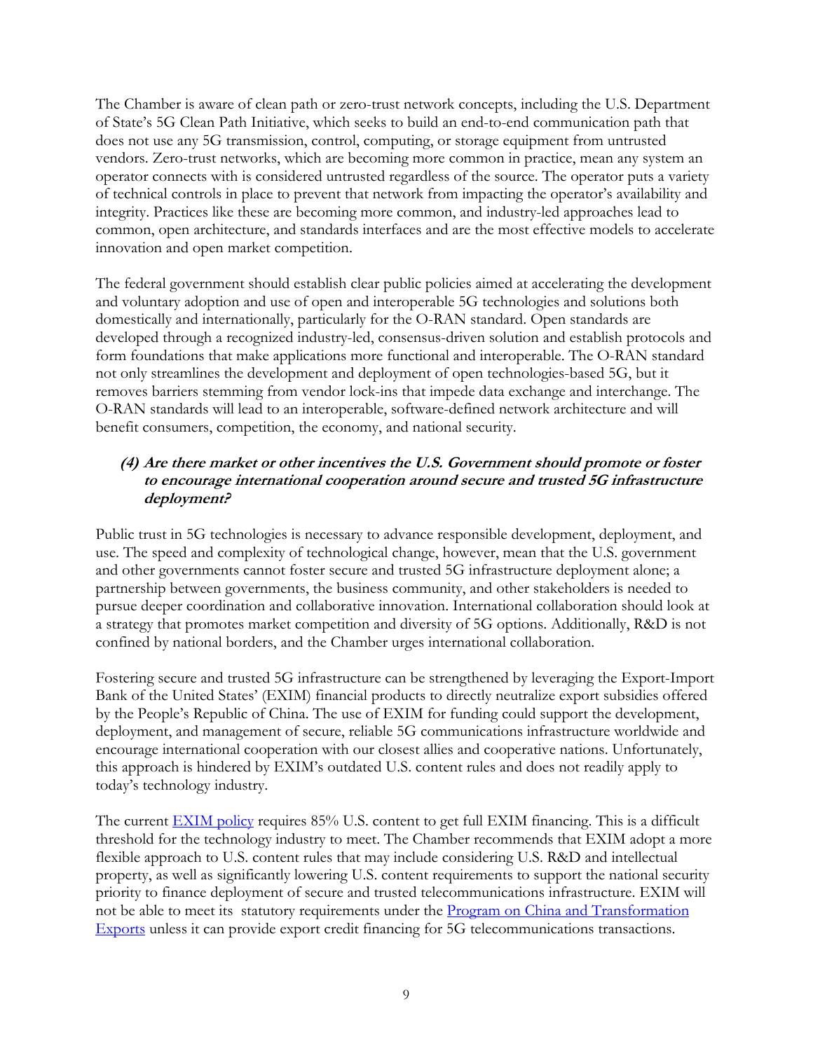The Chamber is aware of clean path or zero-trust network concepts, including the U.S. Department of State's 5G Clean Path Initiative, which seeks to build an end-to-end communication path that does not use any 5G transmission, control, computing, or storage equipment from untrusted vendors. Zero-trust networks, which are becoming more common in practice, mean any system an operator connects with is considered untrusted regardless of the source. The operator puts a variety of technical controls in place to prevent that network from impacting the operator's availability and integrity. Practices like these are becoming more common, and industry-led approaches lead to common, open architecture, and standards interfaces and are the most effective models to accelerate innovation and open market competition.

The federal government should establish clear public policies aimed at accelerating the development and voluntary adoption and use of open and interoperable 5G technologies and solutions both domestically and internationally, particularly for the O-RAN standard. Open standards are developed through a recognized industry-led, consensus-driven solution and establish protocols and form foundations that make applications more functional and interoperable. The O-RAN standard not only streamlines the development and deployment of open technologies-based 5G, but it removes barriers stemming from vendor lock-ins that impede data exchange and interchange. The O-RAN standards will lead to an interoperable, software-defined network architecture and will benefit consumers, competition, the economy, and national security.

### *(4) Are there market or other incentives the U.S. Government should promote or foster to encourage international cooperation around secure and trusted 5G infrastructure deployment?*

Public trust in 5G technologies is necessary to advance responsible development, deployment, and use. The speed and complexity of technological change, however, mean that the U.S. government and other governments cannot foster secure and trusted 5G infrastructure deployment alone; a partnership between governments, the business community, and other stakeholders is needed to pursue deeper coordination and collaborative innovation. International collaboration should look at a strategy that promotes market competition and diversity of 5G options. Additionally, R&D is not confined by national borders, and the Chamber urges international collaboration.

Fostering secure and trusted 5G infrastructure can be strengthened by leveraging the Export-Import Bank of the United States' (EXIM) financial products to directly neutralize export subsidies offered by the People's Republic of China. The use of EXIM for funding could support the development, deployment, and management of secure, reliable 5G communications infrastructure worldwide and encourage international cooperation with our closest allies and cooperative nations. Unfortunately, this approach is hindered by EXIM's outdated U.S. content rules and does not readily apply to today's technology industry.

The current EXIM policy requires 85% U.S. content to get full EXIM financing. This is a difficult threshold for the technology industry to meet. The Chamber recommends that EXIM adopt a more flexible approach to U.S. content rules that may include considering U.S. R&D and intellectual property, as well as significantly lowering U.S. content requirements to support the national security priority to finance deployment of secure and trusted telecommunications infrastructure. EXIM will not be able to meet its statutory requirements under the Program on China and Transformation Exports unless it can provide export credit financing for 5G telecommunications transactions.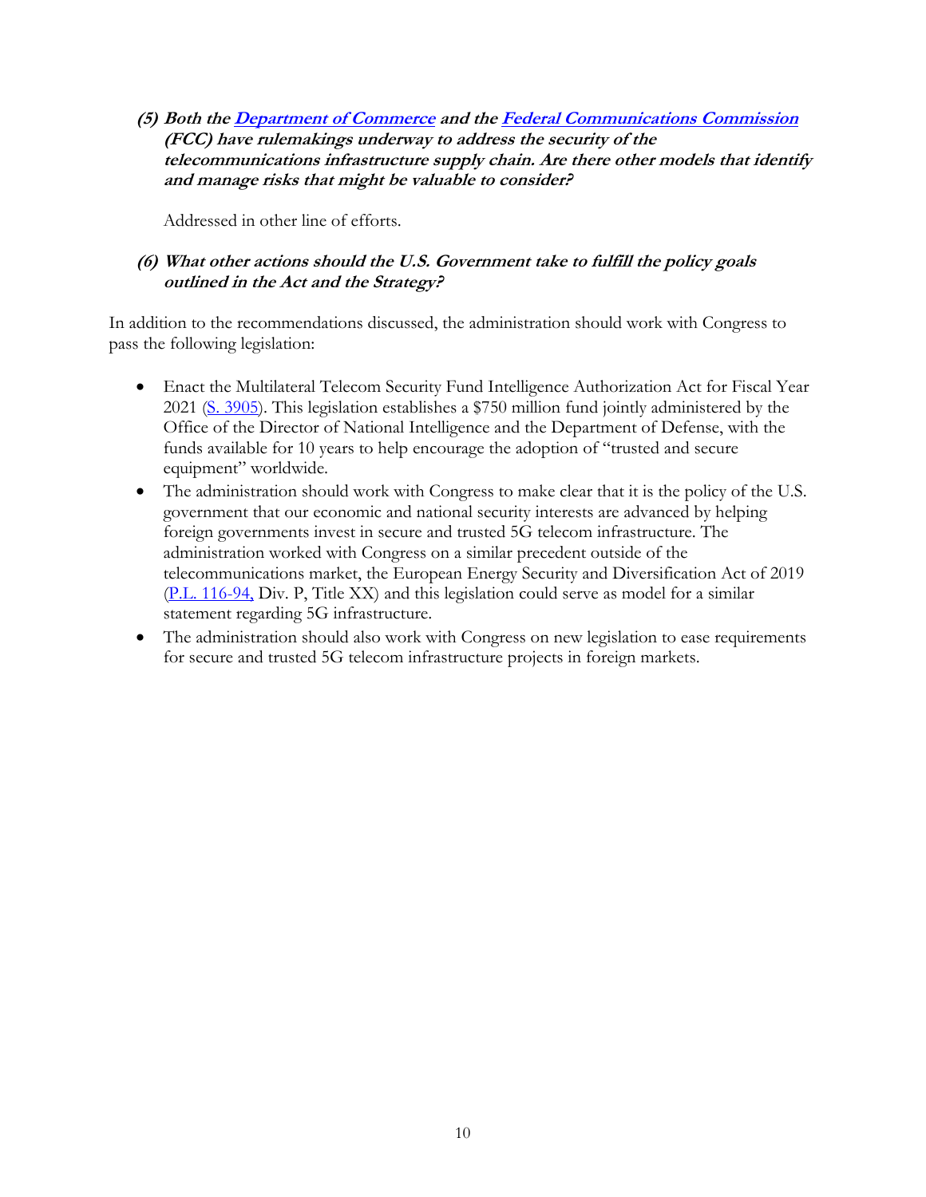***(5) Both the [Department of Commerce]() and the [Federal Communications Commission]() (FCC) have rulemakings underway to address the security of the telecommunications infrastructure supply chain. Are there other models that identify and manage risks that might be valuable to consider?***

Addressed in other line of efforts.

***(6) What other actions should the U.S. Government take to fulfill the policy goals outlined in the Act and the Strategy?***

In addition to the recommendations discussed, the administration should work with Congress to pass the following legislation:

- Enact the Multilateral Telecom Security Fund Intelligence Authorization Act for Fiscal Year 2021 ([S. 3905]()). This legislation establishes a $750 million fund jointly administered by the Office of the Director of National Intelligence and the Department of Defense, with the funds available for 10 years to help encourage the adoption of "trusted and secure equipment" worldwide.
- The administration should work with Congress to make clear that it is the policy of the U.S. government that our economic and national security interests are advanced by helping foreign governments invest in secure and trusted 5G telecom infrastructure. The administration worked with Congress on a similar precedent outside of the telecommunications market, the European Energy Security and Diversification Act of 2019 ([P.L. 116-94,]() Div. P, Title XX) and this legislation could serve as model for a similar statement regarding 5G infrastructure.
- The administration should also work with Congress on new legislation to ease requirements for secure and trusted 5G telecom infrastructure projects in foreign markets.